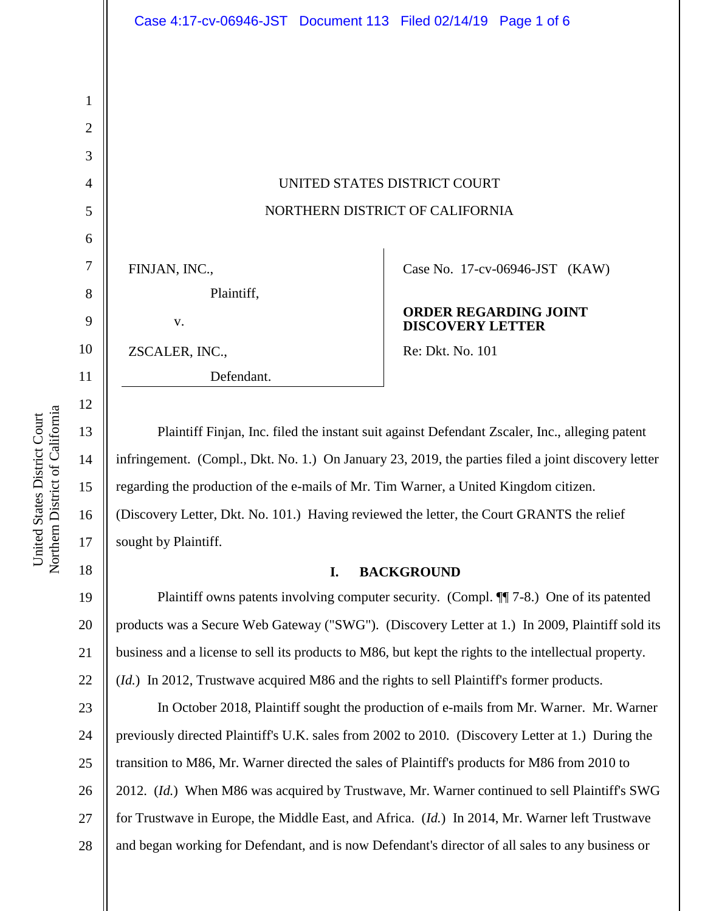UNITED STATES DISTRICT COURT

NORTHERN DISTRICT OF CALIFORNIA

FINJAN, INC.,

Plaintiff,

v.

ZSCALER, INC.,

Defendant.

Case No. 17-cv-06946-JST (KAW)

**ORDER REGARDING JOINT DISCOVERY LETTER**

Re: Dkt. No. 101

Plaintiff Finjan, Inc. filed the instant suit against Defendant Zscaler, Inc., alleging patent infringement. (Compl., Dkt. No. 1.) On January 23, 2019, the parties filed a joint discovery letter regarding the production of the e-mails of Mr. Tim Warner, a United Kingdom citizen. (Discovery Letter, Dkt. No. 101.) Having reviewed the letter, the Court GRANTS the relief sought by Plaintiff.

## I. BACKGROUND

Plaintiff owns patents involving computer security. (Compl. ¶¶ 7-8.) One of its patented products was a Secure Web Gateway ("SWG"). (Discovery Letter at 1.) In 2009, Plaintiff sold its business and a license to sell its products to M86, but kept the rights to the intellectual property. (*Id.*) In 2012, Trustwave acquired M86 and the rights to sell Plaintiff's former products.

In October 2018, Plaintiff sought the production of e-mails from Mr. Warner. Mr. Warner previously directed Plaintiff's U.K. sales from 2002 to 2010. (Discovery Letter at 1.) During the transition to M86, Mr. Warner directed the sales of Plaintiff's products for M86 from 2010 to 2012. (*Id.*) When M86 was acquired by Trustwave, Mr. Warner continued to sell Plaintiff's SWG for Trustwave in Europe, the Middle East, and Africa. (*Id.*) In 2014, Mr. Warner left Trustwave and began working for Defendant, and is now Defendant's director of all sales to any business or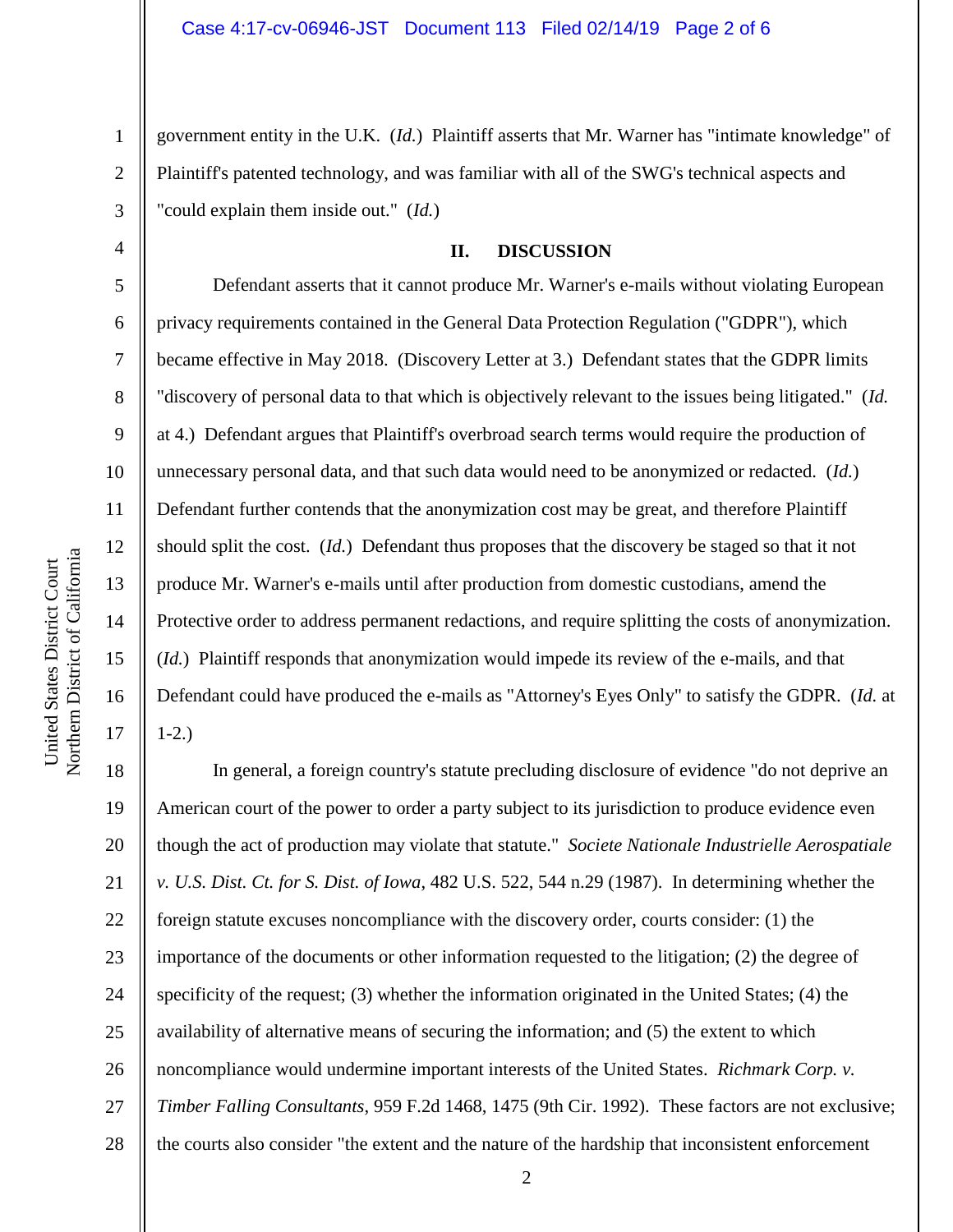government entity in the U.K. (*Id.*) Plaintiff asserts that Mr. Warner has "intimate knowledge" of Plaintiff's patented technology, and was familiar with all of the SWG's technical aspects and "could explain them inside out." (*Id.*)

## II. DISCUSSION

Defendant asserts that it cannot produce Mr. Warner's e-mails without violating European privacy requirements contained in the General Data Protection Regulation ("GDPR"), which became effective in May 2018. (Discovery Letter at 3.) Defendant states that the GDPR limits "discovery of personal data to that which is objectively relevant to the issues being litigated." (*Id.* at 4.) Defendant argues that Plaintiff's overbroad search terms would require the production of unnecessary personal data, and that such data would need to be anonymized or redacted. (*Id.*) Defendant further contends that the anonymization cost may be great, and therefore Plaintiff should split the cost. (*Id.*) Defendant thus proposes that the discovery be staged so that it not produce Mr. Warner's e-mails until after production from domestic custodians, amend the Protective order to address permanent redactions, and require splitting the costs of anonymization. (*Id.*) Plaintiff responds that anonymization would impede its review of the e-mails, and that Defendant could have produced the e-mails as "Attorney's Eyes Only" to satisfy the GDPR. (*Id.* at 1-2.)

In general, a foreign country's statute precluding disclosure of evidence "do not deprive an American court of the power to order a party subject to its jurisdiction to produce evidence even though the act of production may violate that statute." *Societe Nationale Industrielle Aerospatiale v. U.S. Dist. Ct. for S. Dist. of Iowa*, 482 U.S. 522, 544 n.29 (1987). In determining whether the foreign statute excuses noncompliance with the discovery order, courts consider: (1) the importance of the documents or other information requested to the litigation; (2) the degree of specificity of the request; (3) whether the information originated in the United States; (4) the availability of alternative means of securing the information; and (5) the extent to which noncompliance would undermine important interests of the United States. *Richmark Corp. v. Timber Falling Consultants*, 959 F.2d 1468, 1475 (9th Cir. 1992). These factors are not exclusive; the courts also consider "the extent and the nature of the hardship that inconsistent enforcement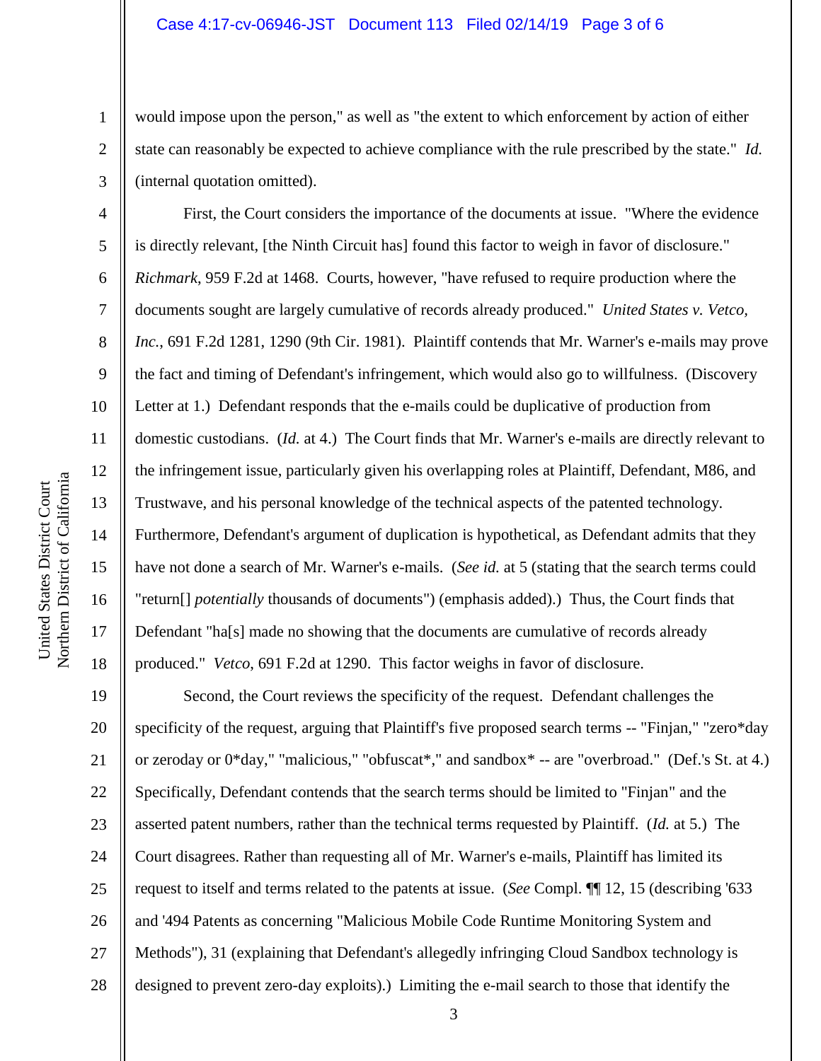would impose upon the person," as well as "the extent to which enforcement by action of either state can reasonably be expected to achieve compliance with the rule prescribed by the state." *Id.* (internal quotation omitted).

First, the Court considers the importance of the documents at issue. "Where the evidence is directly relevant, [the Ninth Circuit has] found this factor to weigh in favor of disclosure." *Richmark*, 959 F.2d at 1468. Courts, however, "have refused to require production where the documents sought are largely cumulative of records already produced." *United States v. Vetco, Inc.*, 691 F.2d 1281, 1290 (9th Cir. 1981). Plaintiff contends that Mr. Warner's e-mails may prove the fact and timing of Defendant's infringement, which would also go to willfulness. (Discovery Letter at 1.) Defendant responds that the e-mails could be duplicative of production from domestic custodians. (*Id.* at 4.) The Court finds that Mr. Warner's e-mails are directly relevant to the infringement issue, particularly given his overlapping roles at Plaintiff, Defendant, M86, and Trustwave, and his personal knowledge of the technical aspects of the patented technology. Furthermore, Defendant's argument of duplication is hypothetical, as Defendant admits that they have not done a search of Mr. Warner's e-mails. (*See id.* at 5 (stating that the search terms could "return[] *potentially* thousands of documents") (emphasis added).) Thus, the Court finds that Defendant "ha[s] made no showing that the documents are cumulative of records already produced." *Vetco*, 691 F.2d at 1290. This factor weighs in favor of disclosure.

Second, the Court reviews the specificity of the request. Defendant challenges the specificity of the request, arguing that Plaintiff's five proposed search terms -- "Finjan," "zero*day or zeroday or 0*day," "malicious," "obfuscat*," and sandbox* -- are "overbroad." (Def.'s St. at 4.) Specifically, Defendant contends that the search terms should be limited to "Finjan" and the asserted patent numbers, rather than the technical terms requested by Plaintiff. (*Id.* at 5.) The Court disagrees. Rather than requesting all of Mr. Warner's e-mails, Plaintiff has limited its request to itself and terms related to the patents at issue. (*See* Compl. ¶¶ 12, 15 (describing '633 and '494 Patents as concerning "Malicious Mobile Code Runtime Monitoring System and Methods"), 31 (explaining that Defendant's allegedly infringing Cloud Sandbox technology is designed to prevent zero-day exploits).) Limiting the e-mail search to those that identify the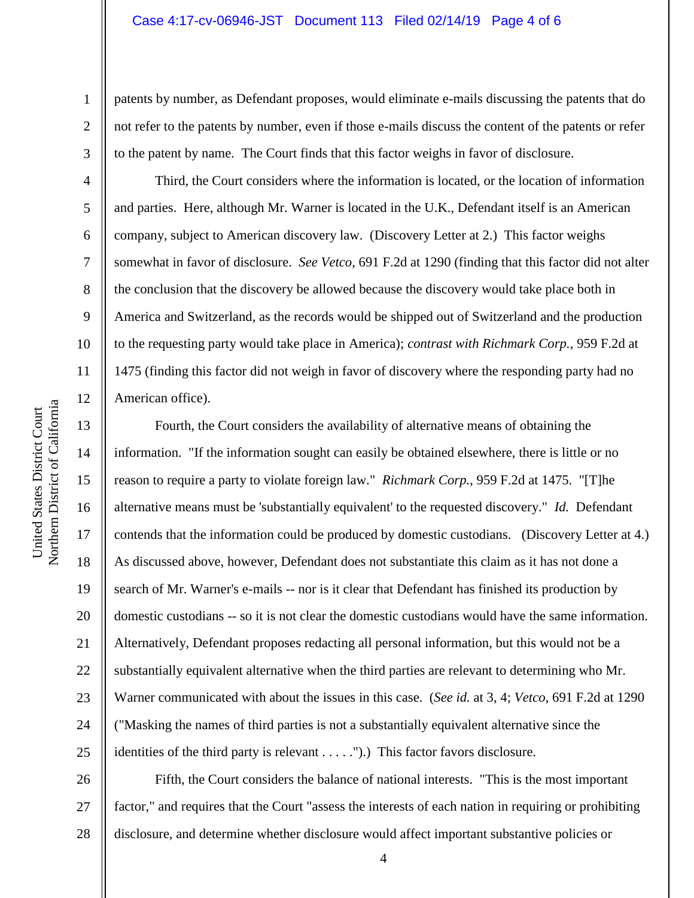patents by number, as Defendant proposes, would eliminate e-mails discussing the patents that do not refer to the patents by number, even if those e-mails discuss the content of the patents or refer to the patent by name. The Court finds that this factor weighs in favor of disclosure.

Third, the Court considers where the information is located, or the location of information and parties. Here, although Mr. Warner is located in the U.K., Defendant itself is an American company, subject to American discovery law. (Discovery Letter at 2.) This factor weighs somewhat in favor of disclosure. *See Vetco*, 691 F.2d at 1290 (finding that this factor did not alter the conclusion that the discovery be allowed because the discovery would take place both in America and Switzerland, as the records would be shipped out of Switzerland and the production to the requesting party would take place in America); *contrast with Richmark Corp.*, 959 F.2d at 1475 (finding this factor did not weigh in favor of discovery where the responding party had no American office).

Fourth, the Court considers the availability of alternative means of obtaining the information. "If the information sought can easily be obtained elsewhere, there is little or no reason to require a party to violate foreign law." *Richmark Corp.*, 959 F.2d at 1475. "[T]he alternative means must be 'substantially equivalent' to the requested discovery." *Id.* Defendant contends that the information could be produced by domestic custodians. (Discovery Letter at 4.) As discussed above, however, Defendant does not substantiate this claim as it has not done a search of Mr. Warner's e-mails -- nor is it clear that Defendant has finished its production by domestic custodians -- so it is not clear the domestic custodians would have the same information. Alternatively, Defendant proposes redacting all personal information, but this would not be a substantially equivalent alternative when the third parties are relevant to determining who Mr. Warner communicated with about the issues in this case. (*See id.* at 3, 4; *Vetco*, 691 F.2d at 1290 ("Masking the names of third parties is not a substantially equivalent alternative since the identities of the third party is relevant . . . . .").) This factor favors disclosure.

Fifth, the Court considers the balance of national interests. "This is the most important factor," and requires that the Court "assess the interests of each nation in requiring or prohibiting disclosure, and determine whether disclosure would affect important substantive policies or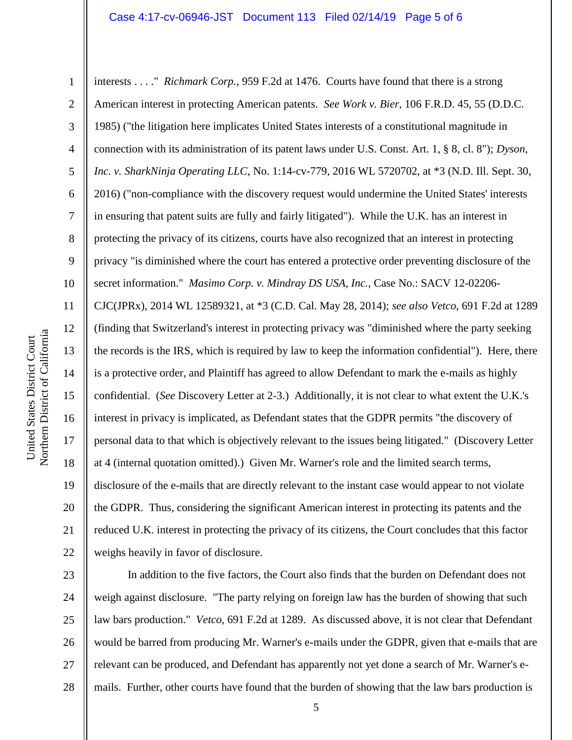interests . . . ." *Richmark Corp.*, 959 F.2d at 1476. Courts have found that there is a strong American interest in protecting American patents. *See Work v. Bier*, 106 F.R.D. 45, 55 (D.D.C. 1985) ("the litigation here implicates United States interests of a constitutional magnitude in connection with its administration of its patent laws under U.S. Const. Art. 1, § 8, cl. 8"); *Dyson, Inc. v. SharkNinja Operating LLC*, No. 1:14-cv-779, 2016 WL 5720702, at *3 (N.D. Ill. Sept. 30, 2016) ("non-compliance with the discovery request would undermine the United States' interests in ensuring that patent suits are fully and fairly litigated"). While the U.K. has an interest in protecting the privacy of its citizens, courts have also recognized that an interest in protecting privacy "is diminished where the court has entered a protective order preventing disclosure of the secret information." *Masimo Corp. v. Mindray DS USA, Inc.*, Case No.: SACV 12-02206-CJC(JPRx), 2014 WL 12589321, at *3 (C.D. Cal. May 28, 2014); *see also Vetco*, 691 F.2d at 1289 (finding that Switzerland's interest in protecting privacy was "diminished where the party seeking the records is the IRS, which is required by law to keep the information confidential"). Here, there is a protective order, and Plaintiff has agreed to allow Defendant to mark the e-mails as highly confidential. (*See* Discovery Letter at 2-3.) Additionally, it is not clear to what extent the U.K.'s interest in privacy is implicated, as Defendant states that the GDPR permits "the discovery of personal data to that which is objectively relevant to the issues being litigated." (Discovery Letter at 4 (internal quotation omitted).) Given Mr. Warner's role and the limited search terms, disclosure of the e-mails that are directly relevant to the instant case would appear to not violate the GDPR. Thus, considering the significant American interest in protecting its patents and the reduced U.K. interest in protecting the privacy of its citizens, the Court concludes that this factor weighs heavily in favor of disclosure.

In addition to the five factors, the Court also finds that the burden on Defendant does not weigh against disclosure. "The party relying on foreign law has the burden of showing that such law bars production." *Vetco*, 691 F.2d at 1289. As discussed above, it is not clear that Defendant would be barred from producing Mr. Warner's e-mails under the GDPR, given that e-mails that are relevant can be produced, and Defendant has apparently not yet done a search of Mr. Warner's e-mails. Further, other courts have found that the burden of showing that the law bars production is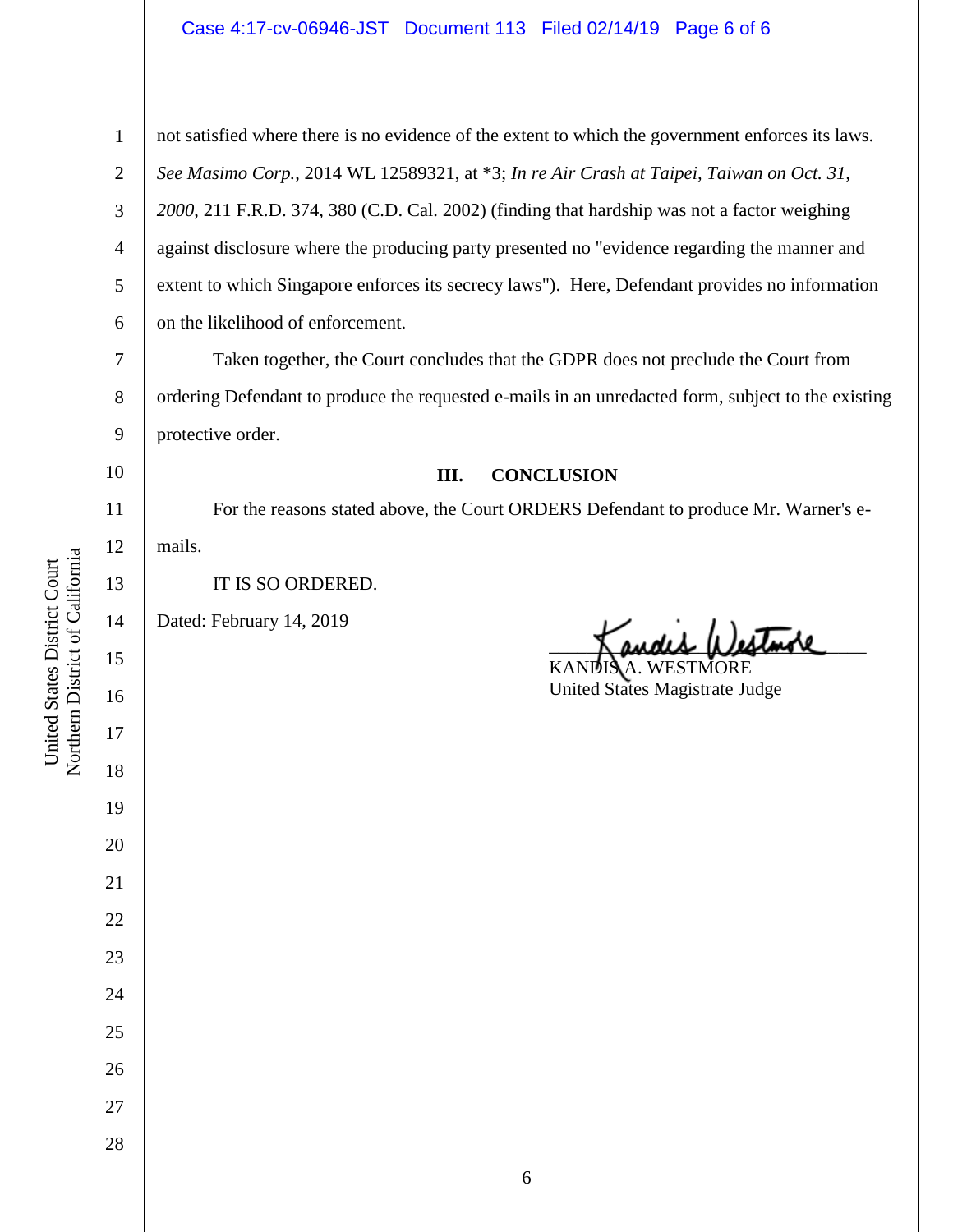not satisfied where there is no evidence of the extent to which the government enforces its laws. *See Masimo Corp.*, 2014 WL 12589321, at *3; *In re Air Crash at Taipei, Taiwan on Oct. 31, 2000*, 211 F.R.D. 374, 380 (C.D. Cal. 2002) (finding that hardship was not a factor weighing against disclosure where the producing party presented no "evidence regarding the manner and extent to which Singapore enforces its secrecy laws"). Here, Defendant provides no information on the likelihood of enforcement.

Taken together, the Court concludes that the GDPR does not preclude the Court from ordering Defendant to produce the requested e-mails in an unredacted form, subject to the existing protective order.

## III. CONCLUSION

For the reasons stated above, the Court ORDERS Defendant to produce Mr. Warner's e-mails.

IT IS SO ORDERED.

Dated: February 14, 2019

KANDIS A. WESTMORE
United States Magistrate Judge